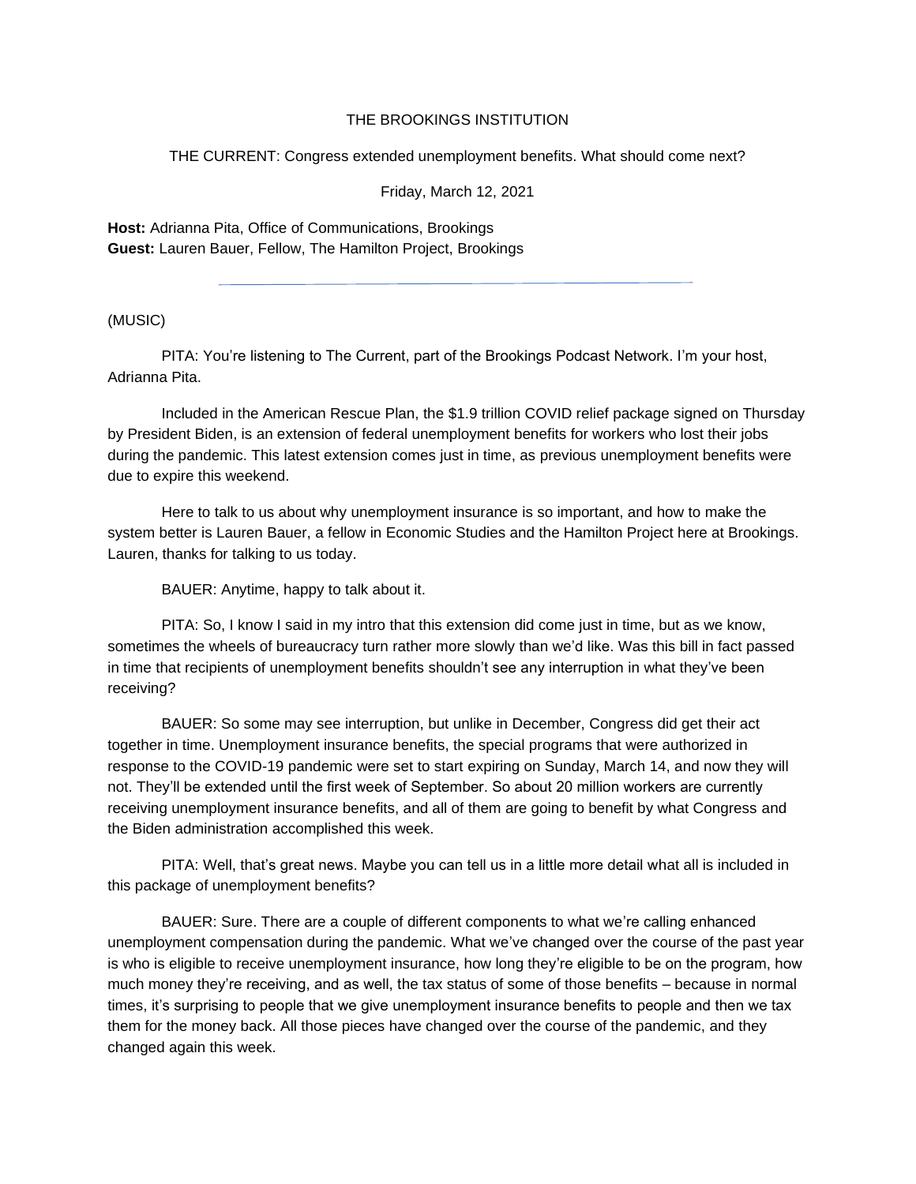THE BROOKINGS INSTITUTION

THE CURRENT: Congress extended unemployment benefits. What should come next?

Friday, March 12, 2021

**Host:** Adrianna Pita, Office of Communications, Brookings
**Guest:** Lauren Bauer, Fellow, The Hamilton Project, Brookings

---

(MUSIC)

PITA: You're listening to The Current, part of the Brookings Podcast Network. I'm your host, Adrianna Pita.

Included in the American Rescue Plan, the $1.9 trillion COVID relief package signed on Thursday by President Biden, is an extension of federal unemployment benefits for workers who lost their jobs during the pandemic. This latest extension comes just in time, as previous unemployment benefits were due to expire this weekend.

Here to talk to us about why unemployment insurance is so important, and how to make the system better is Lauren Bauer, a fellow in Economic Studies and the Hamilton Project here at Brookings. Lauren, thanks for talking to us today.

BAUER: Anytime, happy to talk about it.

PITA: So, I know I said in my intro that this extension did come just in time, but as we know, sometimes the wheels of bureaucracy turn rather more slowly than we'd like. Was this bill in fact passed in time that recipients of unemployment benefits shouldn't see any interruption in what they've been receiving?

BAUER: So some may see interruption, but unlike in December, Congress did get their act together in time. Unemployment insurance benefits, the special programs that were authorized in response to the COVID-19 pandemic were set to start expiring on Sunday, March 14, and now they will not. They'll be extended until the first week of September. So about 20 million workers are currently receiving unemployment insurance benefits, and all of them are going to benefit by what Congress and the Biden administration accomplished this week.

PITA: Well, that's great news. Maybe you can tell us in a little more detail what all is included in this package of unemployment benefits?

BAUER: Sure. There are a couple of different components to what we're calling enhanced unemployment compensation during the pandemic. What we've changed over the course of the past year is who is eligible to receive unemployment insurance, how long they're eligible to be on the program, how much money they're receiving, and as well, the tax status of some of those benefits – because in normal times, it's surprising to people that we give unemployment insurance benefits to people and then we tax them for the money back. All those pieces have changed over the course of the pandemic, and they changed again this week.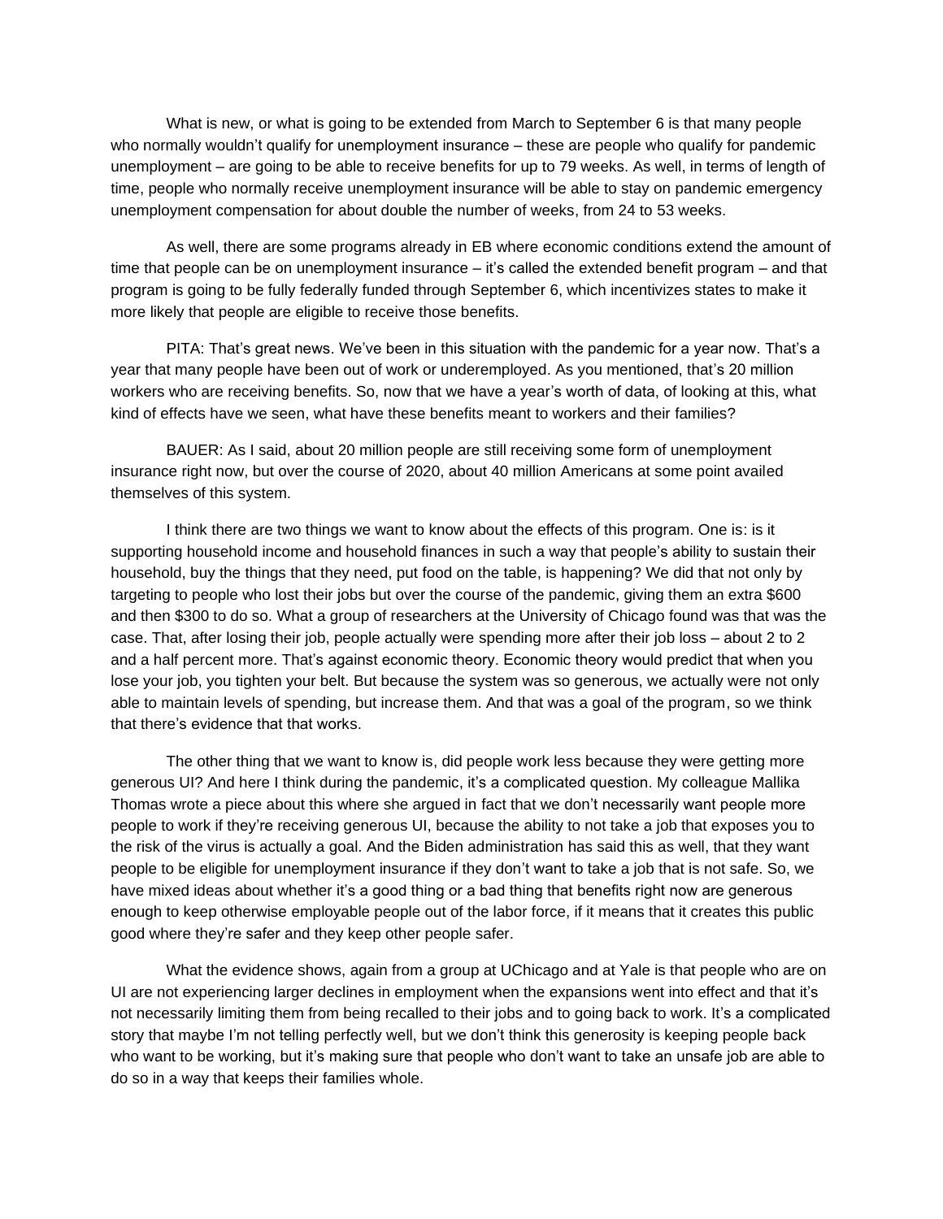What is new, or what is going to be extended from March to September 6 is that many people who normally wouldn't qualify for unemployment insurance – these are people who qualify for pandemic unemployment – are going to be able to receive benefits for up to 79 weeks. As well, in terms of length of time, people who normally receive unemployment insurance will be able to stay on pandemic emergency unemployment compensation for about double the number of weeks, from 24 to 53 weeks.

As well, there are some programs already in EB where economic conditions extend the amount of time that people can be on unemployment insurance – it's called the extended benefit program – and that program is going to be fully federally funded through September 6, which incentivizes states to make it more likely that people are eligible to receive those benefits.

PITA: That's great news. We've been in this situation with the pandemic for a year now. That's a year that many people have been out of work or underemployed. As you mentioned, that's 20 million workers who are receiving benefits. So, now that we have a year's worth of data, of looking at this, what kind of effects have we seen, what have these benefits meant to workers and their families?

BAUER: As I said, about 20 million people are still receiving some form of unemployment insurance right now, but over the course of 2020, about 40 million Americans at some point availed themselves of this system.

I think there are two things we want to know about the effects of this program. One is: is it supporting household income and household finances in such a way that people's ability to sustain their household, buy the things that they need, put food on the table, is happening? We did that not only by targeting to people who lost their jobs but over the course of the pandemic, giving them an extra $600 and then $300 to do so. What a group of researchers at the University of Chicago found was that was the case. That, after losing their job, people actually were spending more after their job loss – about 2 to 2 and a half percent more. That's against economic theory. Economic theory would predict that when you lose your job, you tighten your belt. But because the system was so generous, we actually were not only able to maintain levels of spending, but increase them. And that was a goal of the program, so we think that there's evidence that that works.

The other thing that we want to know is, did people work less because they were getting more generous UI? And here I think during the pandemic, it's a complicated question. My colleague Mallika Thomas wrote a piece about this where she argued in fact that we don't necessarily want people more people to work if they're receiving generous UI, because the ability to not take a job that exposes you to the risk of the virus is actually a goal. And the Biden administration has said this as well, that they want people to be eligible for unemployment insurance if they don't want to take a job that is not safe. So, we have mixed ideas about whether it's a good thing or a bad thing that benefits right now are generous enough to keep otherwise employable people out of the labor force, if it means that it creates this public good where they're safer and they keep other people safer.

What the evidence shows, again from a group at UChicago and at Yale is that people who are on UI are not experiencing larger declines in employment when the expansions went into effect and that it's not necessarily limiting them from being recalled to their jobs and to going back to work. It's a complicated story that maybe I'm not telling perfectly well, but we don't think this generosity is keeping people back who want to be working, but it's making sure that people who don't want to take an unsafe job are able to do so in a way that keeps their families whole.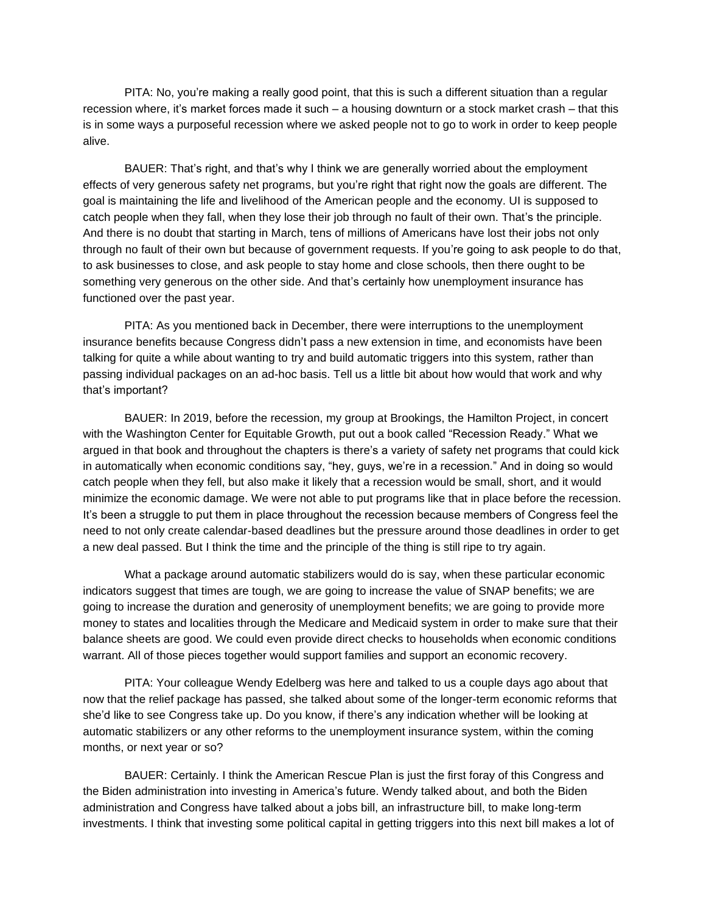PITA: No, you're making a really good point, that this is such a different situation than a regular recession where, it's market forces made it such – a housing downturn or a stock market crash – that this is in some ways a purposeful recession where we asked people not to go to work in order to keep people alive.

BAUER: That's right, and that's why I think we are generally worried about the employment effects of very generous safety net programs, but you're right that right now the goals are different. The goal is maintaining the life and livelihood of the American people and the economy. UI is supposed to catch people when they fall, when they lose their job through no fault of their own. That's the principle. And there is no doubt that starting in March, tens of millions of Americans have lost their jobs not only through no fault of their own but because of government requests. If you're going to ask people to do that, to ask businesses to close, and ask people to stay home and close schools, then there ought to be something very generous on the other side. And that's certainly how unemployment insurance has functioned over the past year.

PITA: As you mentioned back in December, there were interruptions to the unemployment insurance benefits because Congress didn't pass a new extension in time, and economists have been talking for quite a while about wanting to try and build automatic triggers into this system, rather than passing individual packages on an ad-hoc basis. Tell us a little bit about how would that work and why that's important?

BAUER: In 2019, before the recession, my group at Brookings, the Hamilton Project, in concert with the Washington Center for Equitable Growth, put out a book called "Recession Ready." What we argued in that book and throughout the chapters is there's a variety of safety net programs that could kick in automatically when economic conditions say, "hey, guys, we're in a recession." And in doing so would catch people when they fell, but also make it likely that a recession would be small, short, and it would minimize the economic damage. We were not able to put programs like that in place before the recession. It's been a struggle to put them in place throughout the recession because members of Congress feel the need to not only create calendar-based deadlines but the pressure around those deadlines in order to get a new deal passed. But I think the time and the principle of the thing is still ripe to try again.

What a package around automatic stabilizers would do is say, when these particular economic indicators suggest that times are tough, we are going to increase the value of SNAP benefits; we are going to increase the duration and generosity of unemployment benefits; we are going to provide more money to states and localities through the Medicare and Medicaid system in order to make sure that their balance sheets are good. We could even provide direct checks to households when economic conditions warrant. All of those pieces together would support families and support an economic recovery.

PITA: Your colleague Wendy Edelberg was here and talked to us a couple days ago about that now that the relief package has passed, she talked about some of the longer-term economic reforms that she'd like to see Congress take up. Do you know, if there's any indication whether will be looking at automatic stabilizers or any other reforms to the unemployment insurance system, within the coming months, or next year or so?

BAUER: Certainly. I think the American Rescue Plan is just the first foray of this Congress and the Biden administration into investing in America's future. Wendy talked about, and both the Biden administration and Congress have talked about a jobs bill, an infrastructure bill, to make long-term investments. I think that investing some political capital in getting triggers into this next bill makes a lot of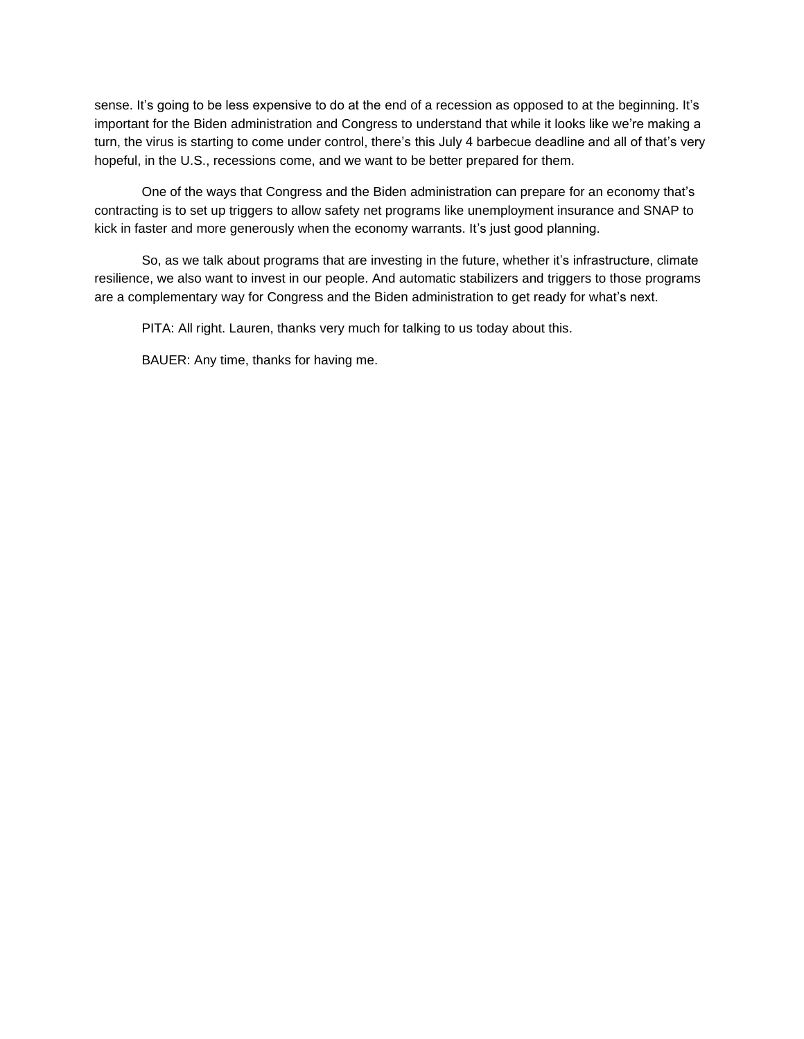sense. It’s going to be less expensive to do at the end of a recession as opposed to at the beginning. It’s important for the Biden administration and Congress to understand that while it looks like we’re making a turn, the virus is starting to come under control, there’s this July 4 barbecue deadline and all of that’s very hopeful, in the U.S., recessions come, and we want to be better prepared for them.

One of the ways that Congress and the Biden administration can prepare for an economy that’s contracting is to set up triggers to allow safety net programs like unemployment insurance and SNAP to kick in faster and more generously when the economy warrants. It’s just good planning.

So, as we talk about programs that are investing in the future, whether it’s infrastructure, climate resilience, we also want to invest in our people. And automatic stabilizers and triggers to those programs are a complementary way for Congress and the Biden administration to get ready for what’s next.

PITA: All right. Lauren, thanks very much for talking to us today about this.

BAUER: Any time, thanks for having me.